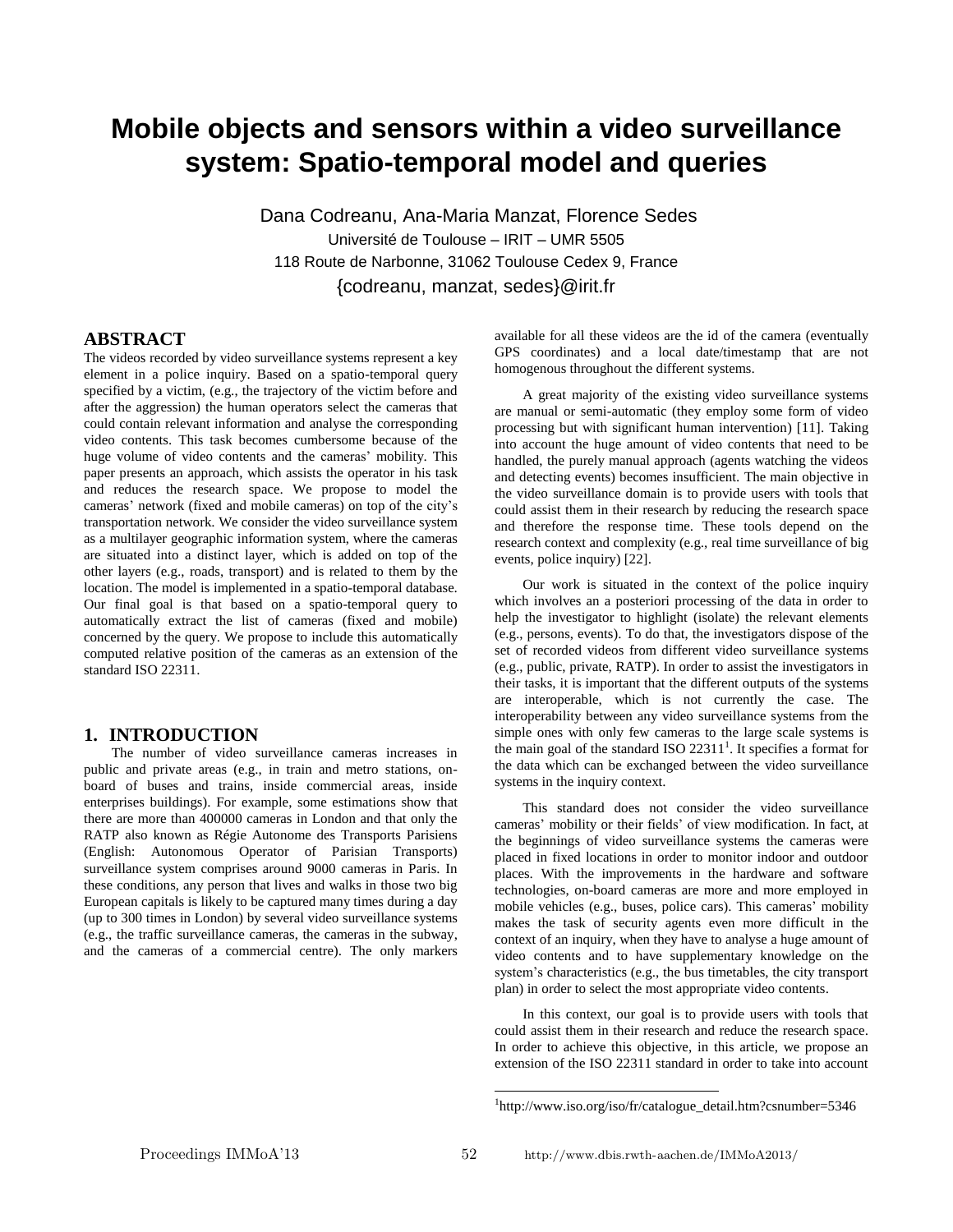# Mobile objects and sensors within a video surveillance system: Spatio-temporal model and queries

Dana Codreanu, Ana-Maria Manzat, Florence Sedes
Université de Toulouse – IRIT – UMR 5505
118 Route de Narbonne, 31062 Toulouse Cedex 9, France
{codreanu, manzat, sedes}@irit.fr

## ABSTRACT

The videos recorded by video surveillance systems represent a key element in a police inquiry. Based on a spatio-temporal query specified by a victim, (e.g., the trajectory of the victim before and after the aggression) the human operators select the cameras that could contain relevant information and analyse the corresponding video contents. This task becomes cumbersome because of the huge volume of video contents and the cameras' mobility. This paper presents an approach, which assists the operator in his task and reduces the research space. We propose to model the cameras' network (fixed and mobile cameras) on top of the city's transportation network. We consider the video surveillance system as a multilayer geographic information system, where the cameras are situated into a distinct layer, which is added on top of the other layers (e.g., roads, transport) and is related to them by the location. The model is implemented in a spatio-temporal database. Our final goal is that based on a spatio-temporal query to automatically extract the list of cameras (fixed and mobile) concerned by the query. We propose to include this automatically computed relative position of the cameras as an extension of the standard ISO 22311.

## 1. INTRODUCTION

The number of video surveillance cameras increases in public and private areas (e.g., in train and metro stations, on-board of buses and trains, inside commercial areas, inside enterprises buildings). For example, some estimations show that there are more than 400000 cameras in London and that only the RATP also known as Régie Autonome des Transports Parisiens (English: Autonomous Operator of Parisian Transports) surveillance system comprises around 9000 cameras in Paris. In these conditions, any person that lives and walks in those two big European capitals is likely to be captured many times during a day (up to 300 times in London) by several video surveillance systems (e.g., the traffic surveillance cameras, the cameras in the subway, and the cameras of a commercial centre). The only markers available for all these videos are the id of the camera (eventually GPS coordinates) and a local date/timestamp that are not homogenous throughout the different systems.

A great majority of the existing video surveillance systems are manual or semi-automatic (they employ some form of video processing but with significant human intervention) [11]. Taking into account the huge amount of video contents that need to be handled, the purely manual approach (agents watching the videos and detecting events) becomes insufficient. The main objective in the video surveillance domain is to provide users with tools that could assist them in their research by reducing the research space and therefore the response time. These tools depend on the research context and complexity (e.g., real time surveillance of big events, police inquiry) [22].

Our work is situated in the context of the police inquiry which involves an a posteriori processing of the data in order to help the investigator to highlight (isolate) the relevant elements (e.g., persons, events). To do that, the investigators dispose of the set of recorded videos from different video surveillance systems (e.g., public, private, RATP). In order to assist the investigators in their tasks, it is important that the different outputs of the systems are interoperable, which is not currently the case. The interoperability between any video surveillance systems from the simple ones with only few cameras to the large scale systems is the main goal of the standard ISO 22311[1]. It specifies a format for the data which can be exchanged between the video surveillance systems in the inquiry context.

This standard does not consider the video surveillance cameras' mobility or their fields' of view modification. In fact, at the beginnings of video surveillance systems the cameras were placed in fixed locations in order to monitor indoor and outdoor places. With the improvements in the hardware and software technologies, on-board cameras are more and more employed in mobile vehicles (e.g., buses, police cars). This cameras' mobility makes the task of security agents even more difficult in the context of an inquiry, when they have to analyse a huge amount of video contents and to have supplementary knowledge on the system's characteristics (e.g., the bus timetables, the city transport plan) in order to select the most appropriate video contents.

In this context, our goal is to provide users with tools that could assist them in their research and reduce the research space. In order to achieve this objective, in this article, we propose an extension of the ISO 22311 standard in order to take into account

[1] http://www.iso.org/iso/fr/catalogue_detail.htm?csnumber=5346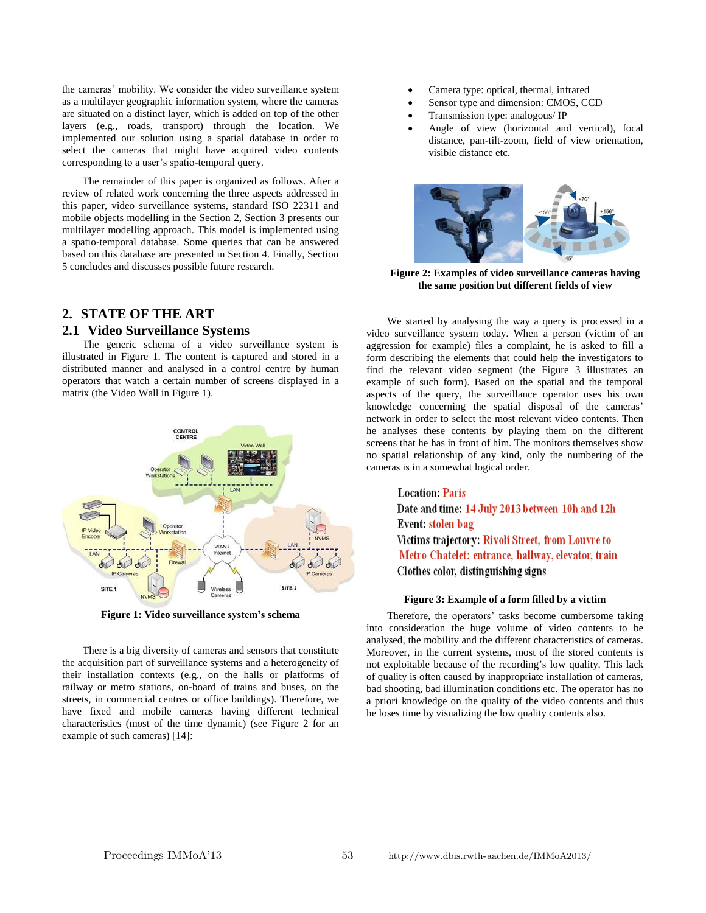the cameras' mobility. We consider the video surveillance system as a multilayer geographic information system, where the cameras are situated on a distinct layer, which is added on top of the other layers (e.g., roads, transport) through the location. We implemented our solution using a spatial database in order to select the cameras that might have acquired video contents corresponding to a user's spatio-temporal query.

The remainder of this paper is organized as follows. After a review of related work concerning the three aspects addressed in this paper, video surveillance systems, standard ISO 22311 and mobile objects modelling in the Section 2, Section 3 presents our multilayer modelling approach. This model is implemented using a spatio-temporal database. Some queries that can be answered based on this database are presented in Section 4. Finally, Section 5 concludes and discusses possible future research.

## 2. STATE OF THE ART

### 2.1 Video Surveillance Systems

The generic schema of a video surveillance system is illustrated in Figure 1. The content is captured and stored in a distributed manner and analysed in a control centre by human operators that watch a certain number of screens displayed in a matrix (the Video Wall in Figure 1).

**Figure 1: Video surveillance system's schema**

There is a big diversity of cameras and sensors that constitute the acquisition part of surveillance systems and a heterogeneity of their installation contexts (e.g., on the halls or platforms of railway or metro stations, on-board of trains and buses, on the streets, in commercial centres or office buildings). Therefore, we have fixed and mobile cameras having different technical characteristics (most of the time dynamic) (see Figure 2 for an example of such cameras) [14]:

- Camera type: optical, thermal, infrared
- Sensor type and dimension: CMOS, CCD
- Transmission type: analogous/ IP
- Angle of view (horizontal and vertical), focal distance, pan-tilt-zoom, field of view orientation, visible distance etc.

**Figure 2: Examples of video surveillance cameras having the same position but different fields of view**

We started by analysing the way a query is processed in a video surveillance system today. When a person (victim of an aggression for example) files a complaint, he is asked to fill a form describing the elements that could help the investigators to find the relevant video segment (the Figure 3 illustrates an example of such form). Based on the spatial and the temporal aspects of the query, the surveillance operator uses his own knowledge concerning the spatial disposal of the cameras' network in order to select the most relevant video contents. Then he analyses these contents by playing them on the different screens that he has in front of him. The monitors themselves show no spatial relationship of any kind, only the numbering of the cameras is in a somewhat logical order.

Location: Paris
Date and time: 14 July 2013 between 10h and 12h
Event: stolen bag
Victims trajectory: Rivoli Street, from Louvre to Metro Chatelet: entrance, hallway, elevator, train
Clothes color, distinguishing signs

**Figure 3: Example of a form filled by a victim**

Therefore, the operators' tasks become cumbersome taking into consideration the huge volume of video contents to be analysed, the mobility and the different characteristics of cameras. Moreover, in the current systems, most of the stored contents is not exploitable because of the recording's low quality. This lack of quality is often caused by inappropriate installation of cameras, bad shooting, bad illumination conditions etc. The operator has no a priori knowledge on the quality of the video contents and thus he loses time by visualizing the low quality contents also.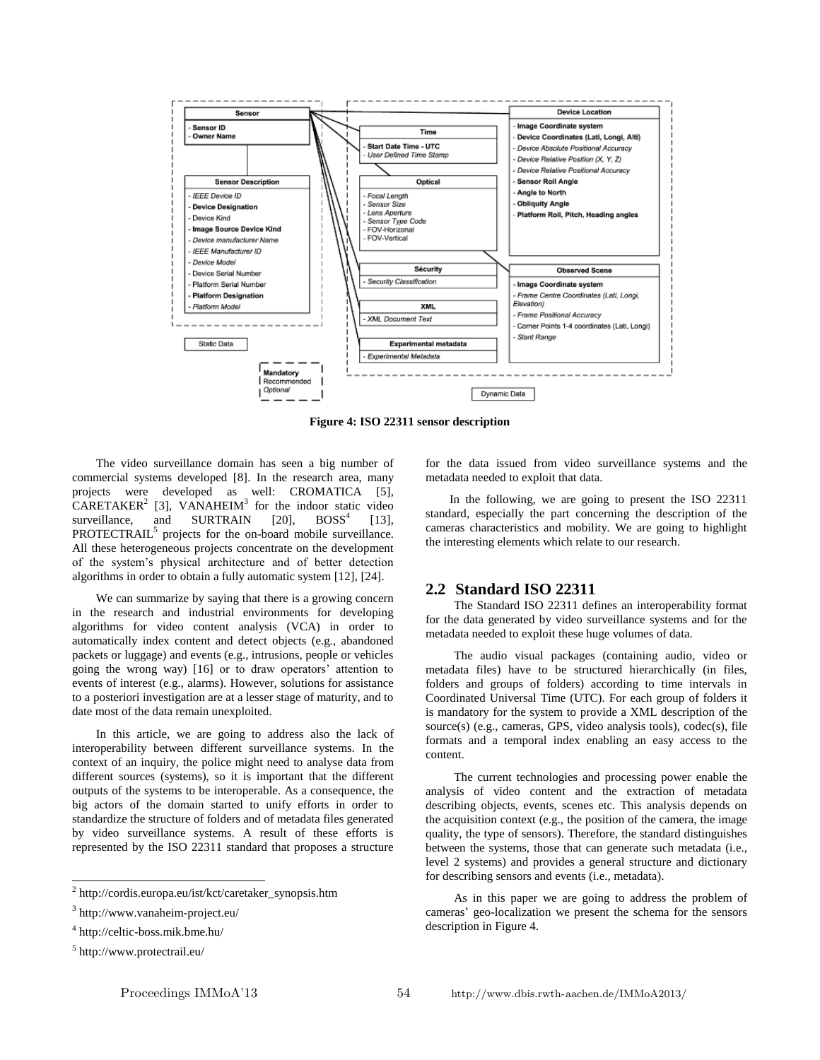Figure 4: ISO 22311 sensor description

The video surveillance domain has seen a big number of commercial systems developed [8]. In the research area, many projects were developed as well: CROMATICA [5], CARETAKER[2] [3], VANAHEIM[3] for the indoor static video surveillance, and SURTRAIN [20], BOSS[4] [13], PROTECTRAIL[5] projects for the on-board mobile surveillance. All these heterogeneous projects concentrate on the development of the system's physical architecture and of better detection algorithms in order to obtain a fully automatic system [12], [24].

We can summarize by saying that there is a growing concern in the research and industrial environments for developing algorithms for video content analysis (VCA) in order to automatically index content and detect objects (e.g., abandoned packets or luggage) and events (e.g., intrusions, people or vehicles going the wrong way) [16] or to draw operators' attention to events of interest (e.g., alarms). However, solutions for assistance to a posteriori investigation are at a lesser stage of maturity, and to date most of the data remain unexploited.

In this article, we are going to address also the lack of interoperability between different surveillance systems. In the context of an inquiry, the police might need to analyse data from different sources (systems), so it is important that the different outputs of the systems to be interoperable. As a consequence, the big actors of the domain started to unify efforts in order to standardize the structure of folders and of metadata files generated by video surveillance systems. A result of these efforts is represented by the ISO 22311 standard that proposes a structure for the data issued from video surveillance systems and the metadata needed to exploit that data.

In the following, we are going to present the ISO 22311 standard, especially the part concerning the description of the cameras characteristics and mobility. We are going to highlight the interesting elements which relate to our research.

## 2.2 Standard ISO 22311

The Standard ISO 22311 defines an interoperability format for the data generated by video surveillance systems and for the metadata needed to exploit these huge volumes of data.

The audio visual packages (containing audio, video or metadata files) have to be structured hierarchically (in files, folders and groups of folders) according to time intervals in Coordinated Universal Time (UTC). For each group of folders it is mandatory for the system to provide a XML description of the source(s) (e.g., cameras, GPS, video analysis tools), codec(s), file formats and a temporal index enabling an easy access to the content.

The current technologies and processing power enable the analysis of video content and the extraction of metadata describing objects, events, scenes etc. This analysis depends on the acquisition context (e.g., the position of the camera, the image quality, the type of sensors). Therefore, the standard distinguishes between the systems, those that can generate such metadata (i.e., level 2 systems) and provides a general structure and dictionary for describing sensors and events (i.e., metadata).

As in this paper we are going to address the problem of cameras' geo-localization we present the schema for the sensors description in Figure 4.

---

[2] http://cordis.europa.eu/ist/kct/caretaker_synopsis.htm

[3] http://www.vanaheim-project.eu/

[4] http://celtic-boss.mik.bme.hu/

[5] http://www.protectrail.eu/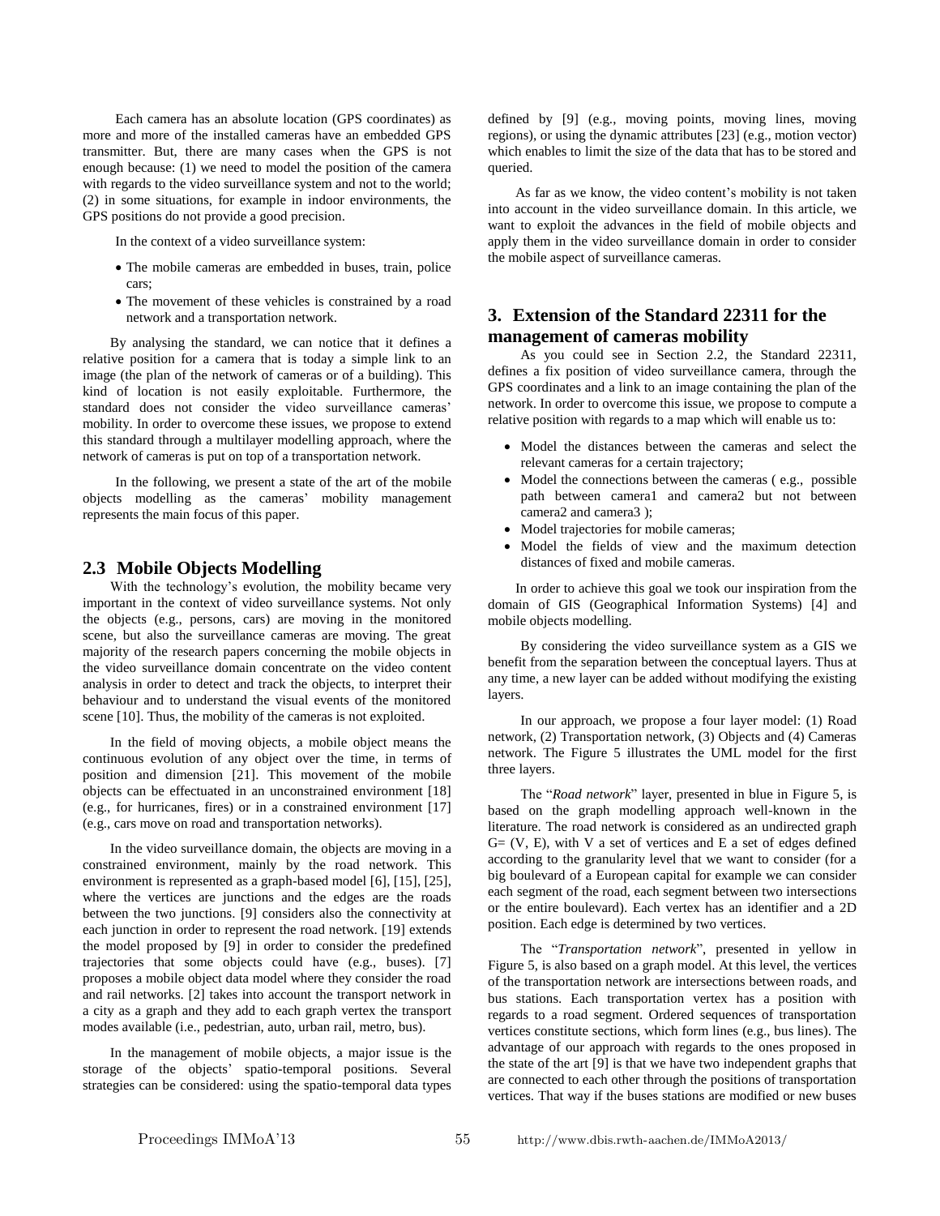Each camera has an absolute location (GPS coordinates) as more and more of the installed cameras have an embedded GPS transmitter. But, there are many cases when the GPS is not enough because: (1) we need to model the position of the camera with regards to the video surveillance system and not to the world; (2) in some situations, for example in indoor environments, the GPS positions do not provide a good precision.

In the context of a video surveillance system:

- The mobile cameras are embedded in buses, train, police cars;
- The movement of these vehicles is constrained by a road network and a transportation network.

By analysing the standard, we can notice that it defines a relative position for a camera that is today a simple link to an image (the plan of the network of cameras or of a building). This kind of location is not easily exploitable. Furthermore, the standard does not consider the video surveillance cameras' mobility. In order to overcome these issues, we propose to extend this standard through a multilayer modelling approach, where the network of cameras is put on top of a transportation network.

In the following, we present a state of the art of the mobile objects modelling as the cameras' mobility management represents the main focus of this paper.

## 2.3 Mobile Objects Modelling

With the technology's evolution, the mobility became very important in the context of video surveillance systems. Not only the objects (e.g., persons, cars) are moving in the monitored scene, but also the surveillance cameras are moving. The great majority of the research papers concerning the mobile objects in the video surveillance domain concentrate on the video content analysis in order to detect and track the objects, to interpret their behaviour and to understand the visual events of the monitored scene [10]. Thus, the mobility of the cameras is not exploited.

In the field of moving objects, a mobile object means the continuous evolution of any object over the time, in terms of position and dimension [21]. This movement of the mobile objects can be effectuated in an unconstrained environment [18] (e.g., for hurricanes, fires) or in a constrained environment [17] (e.g., cars move on road and transportation networks).

In the video surveillance domain, the objects are moving in a constrained environment, mainly by the road network. This environment is represented as a graph-based model [6], [15], [25], where the vertices are junctions and the edges are the roads between the two junctions. [9] considers also the connectivity at each junction in order to represent the road network. [19] extends the model proposed by [9] in order to consider the predefined trajectories that some objects could have (e.g., buses). [7] proposes a mobile object data model where they consider the road and rail networks. [2] takes into account the transport network in a city as a graph and they add to each graph vertex the transport modes available (i.e., pedestrian, auto, urban rail, metro, bus).

In the management of mobile objects, a major issue is the storage of the objects' spatio-temporal positions. Several strategies can be considered: using the spatio-temporal data types defined by [9] (e.g., moving points, moving lines, moving regions), or using the dynamic attributes [23] (e.g., motion vector) which enables to limit the size of the data that has to be stored and queried.

As far as we know, the video content's mobility is not taken into account in the video surveillance domain. In this article, we want to exploit the advances in the field of mobile objects and apply them in the video surveillance domain in order to consider the mobile aspect of surveillance cameras.

# 3. Extension of the Standard 22311 for the management of cameras mobility

As you could see in Section 2.2, the Standard 22311, defines a fix position of video surveillance camera, through the GPS coordinates and a link to an image containing the plan of the network. In order to overcome this issue, we propose to compute a relative position with regards to a map which will enable us to:

- Model the distances between the cameras and select the relevant cameras for a certain trajectory;
- Model the connections between the cameras ( e.g., possible path between camera1 and camera2 but not between camera2 and camera3 );
- Model trajectories for mobile cameras;
- Model the fields of view and the maximum detection distances of fixed and mobile cameras.

In order to achieve this goal we took our inspiration from the domain of GIS (Geographical Information Systems) [4] and mobile objects modelling.

By considering the video surveillance system as a GIS we benefit from the separation between the conceptual layers. Thus at any time, a new layer can be added without modifying the existing layers.

In our approach, we propose a four layer model: (1) Road network, (2) Transportation network, (3) Objects and (4) Cameras network. The Figure 5 illustrates the UML model for the first three layers.

The "*Road network*" layer, presented in blue in Figure 5, is based on the graph modelling approach well-known in the literature. The road network is considered as an undirected graph G= (V, E), with V a set of vertices and E a set of edges defined according to the granularity level that we want to consider (for a big boulevard of a European capital for example we can consider each segment of the road, each segment between two intersections or the entire boulevard). Each vertex has an identifier and a 2D position. Each edge is determined by two vertices.

The "*Transportation network*", presented in yellow in Figure 5, is also based on a graph model. At this level, the vertices of the transportation network are intersections between roads, and bus stations. Each transportation vertex has a position with regards to a road segment. Ordered sequences of transportation vertices constitute sections, which form lines (e.g., bus lines). The advantage of our approach with regards to the ones proposed in the state of the art [9] is that we have two independent graphs that are connected to each other through the positions of transportation vertices. That way if the buses stations are modified or new buses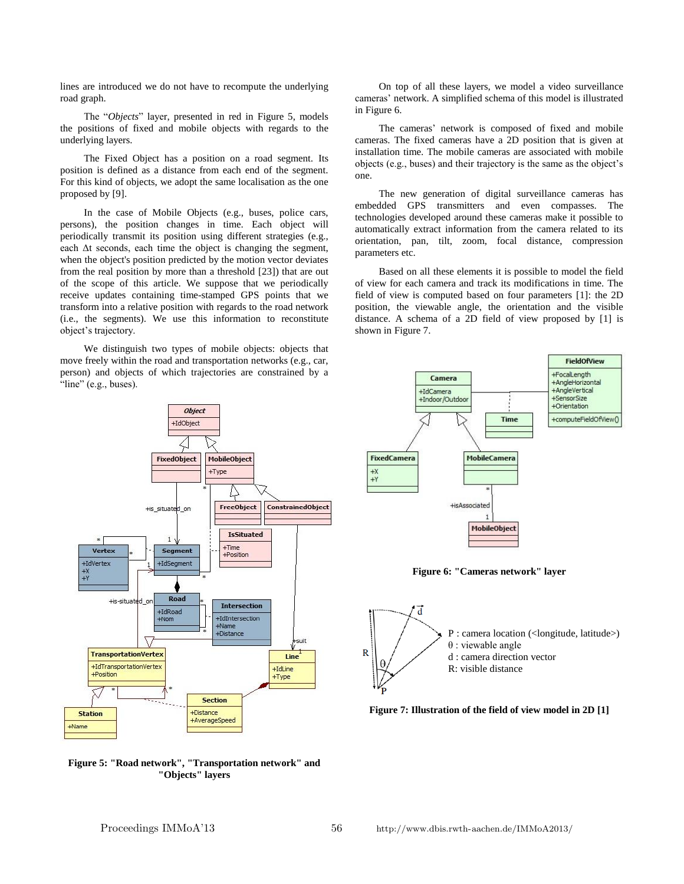lines are introduced we do not have to recompute the underlying road graph.

The "*Objects*" layer, presented in red in Figure 5, models the positions of fixed and mobile objects with regards to the underlying layers.

The Fixed Object has a position on a road segment. Its position is defined as a distance from each end of the segment. For this kind of objects, we adopt the same localisation as the one proposed by [9].

In the case of Mobile Objects (e.g., buses, police cars, persons), the position changes in time. Each object will periodically transmit its position using different strategies (e.g., each Δt seconds, each time the object is changing the segment, when the object's position predicted by the motion vector deviates from the real position by more than a threshold [23]) that are out of the scope of this article. We suppose that we periodically receive updates containing time-stamped GPS points that we transform into a relative position with regards to the road network (i.e., the segments). We use this information to reconstitute object's trajectory.

We distinguish two types of mobile objects: objects that move freely within the road and transportation networks (e.g., car, person) and objects of which trajectories are constrained by a "line" (e.g., buses).

**Figure 5: "Road network", "Transportation network" and "Objects" layers**

On top of all these layers, we model a video surveillance cameras' network. A simplified schema of this model is illustrated in Figure 6.

The cameras' network is composed of fixed and mobile cameras. The fixed cameras have a 2D position that is given at installation time. The mobile cameras are associated with mobile objects (e.g., buses) and their trajectory is the same as the object's one.

The new generation of digital surveillance cameras has embedded GPS transmitters and even compasses. The technologies developed around these cameras make it possible to automatically extract information from the camera related to its orientation, pan, tilt, zoom, focal distance, compression parameters etc.

Based on all these elements it is possible to model the field of view for each camera and track its modifications in time. The field of view is computed based on four parameters [1]: the 2D position, the viewable angle, the orientation and the visible distance. A schema of a 2D field of view proposed by [1] is shown in Figure 7.

**Figure 6: "Cameras network" layer**

P : camera location (<longitude, latitude>)
θ : viewable angle
d : camera direction vector
R: visible distance

**Figure 7: Illustration of the field of view model in 2D [1]**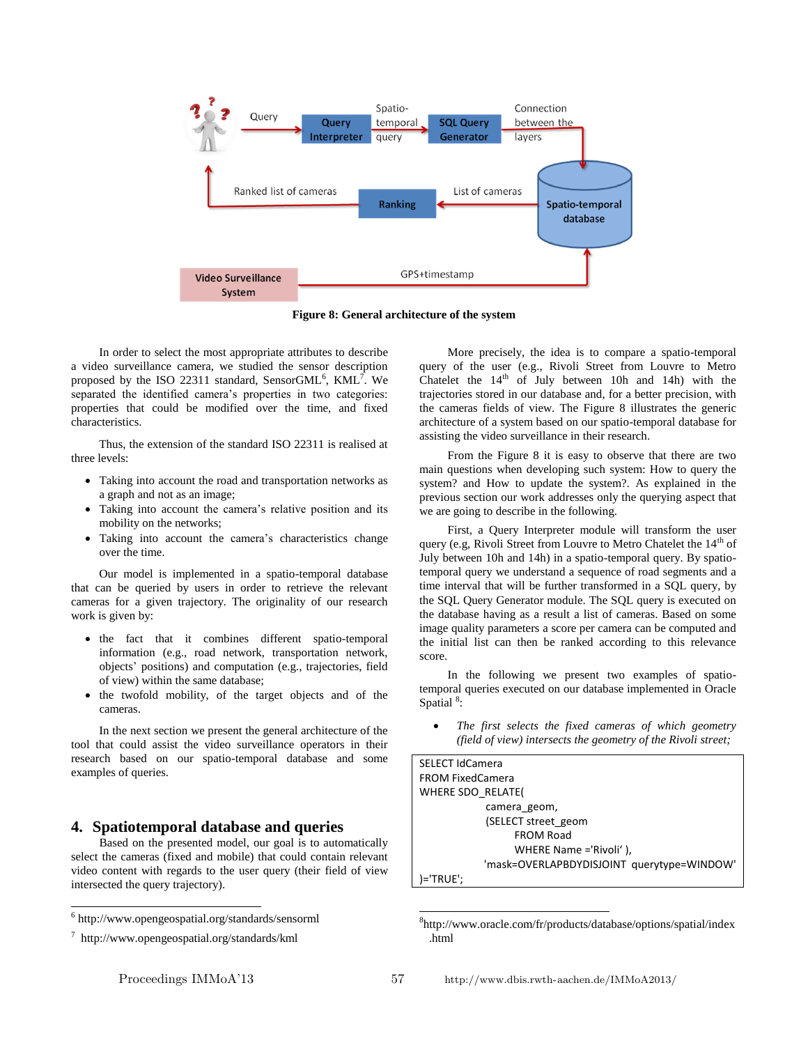Figure 8: General architecture of the system

In order to select the most appropriate attributes to describe a video surveillance camera, we studied the sensor description proposed by the ISO 22311 standard, SensorGML[6], KML[7]. We separated the identified camera's properties in two categories: properties that could be modified over the time, and fixed characteristics.

Thus, the extension of the standard ISO 22311 is realised at three levels:

- Taking into account the road and transportation networks as a graph and not as an image;
- Taking into account the camera's relative position and its mobility on the networks;
- Taking into account the camera's characteristics change over the time.

Our model is implemented in a spatio-temporal database that can be queried by users in order to retrieve the relevant cameras for a given trajectory. The originality of our research work is given by:

- the fact that it combines different spatio-temporal information (e.g., road network, transportation network, objects' positions) and computation (e.g., trajectories, field of view) within the same database;
- the twofold mobility, of the target objects and of the cameras.

In the next section we present the general architecture of the tool that could assist the video surveillance operators in their research based on our spatio-temporal database and some examples of queries.

## 4. Spatiotemporal database and queries

Based on the presented model, our goal is to automatically select the cameras (fixed and mobile) that could contain relevant video content with regards to the user query (their field of view intersected the query trajectory).

More precisely, the idea is to compare a spatio-temporal query of the user (e.g., Rivoli Street from Louvre to Metro Chatelet the 14th of July between 10h and 14h) with the trajectories stored in our database and, for a better precision, with the cameras fields of view. The Figure 8 illustrates the generic architecture of a system based on our spatio-temporal database for assisting the video surveillance in their research.

From the Figure 8 it is easy to observe that there are two main questions when developing such system: How to query the system? and How to update the system?. As explained in the previous section our work addresses only the querying aspect that we are going to describe in the following.

First, a Query Interpreter module will transform the user query (e.g, Rivoli Street from Louvre to Metro Chatelet the 14th of July between 10h and 14h) in a spatio-temporal query. By spatio-temporal query we understand a sequence of road segments and a time interval that will be further transformed in a SQL query, by the SQL Query Generator module. The SQL query is executed on the database having as a result a list of cameras. Based on some image quality parameters a score per camera can be computed and the initial list can then be ranked according to this relevance score.

In the following we present two examples of spatio-temporal queries executed on our database implemented in Oracle Spatial [8]:

- *The first selects the fixed cameras of which geometry (field of view) intersects the geometry of the Rivoli street;*

```
SELECT IdCamera
FROM FixedCamera
WHERE SDO_RELATE(
            camera_geom,
            (SELECT street_geom
                FROM Road
                WHERE Name ='Rivoli' ),
            'mask=OVERLAPBDYDISJOINT querytype=WINDOW'
)='TRUE';
```

[6] http://www.opengeospatial.org/standards/sensorml

[7] http://www.opengeospatial.org/standards/kml

[8] http://www.oracle.com/fr/products/database/options/spatial/index.html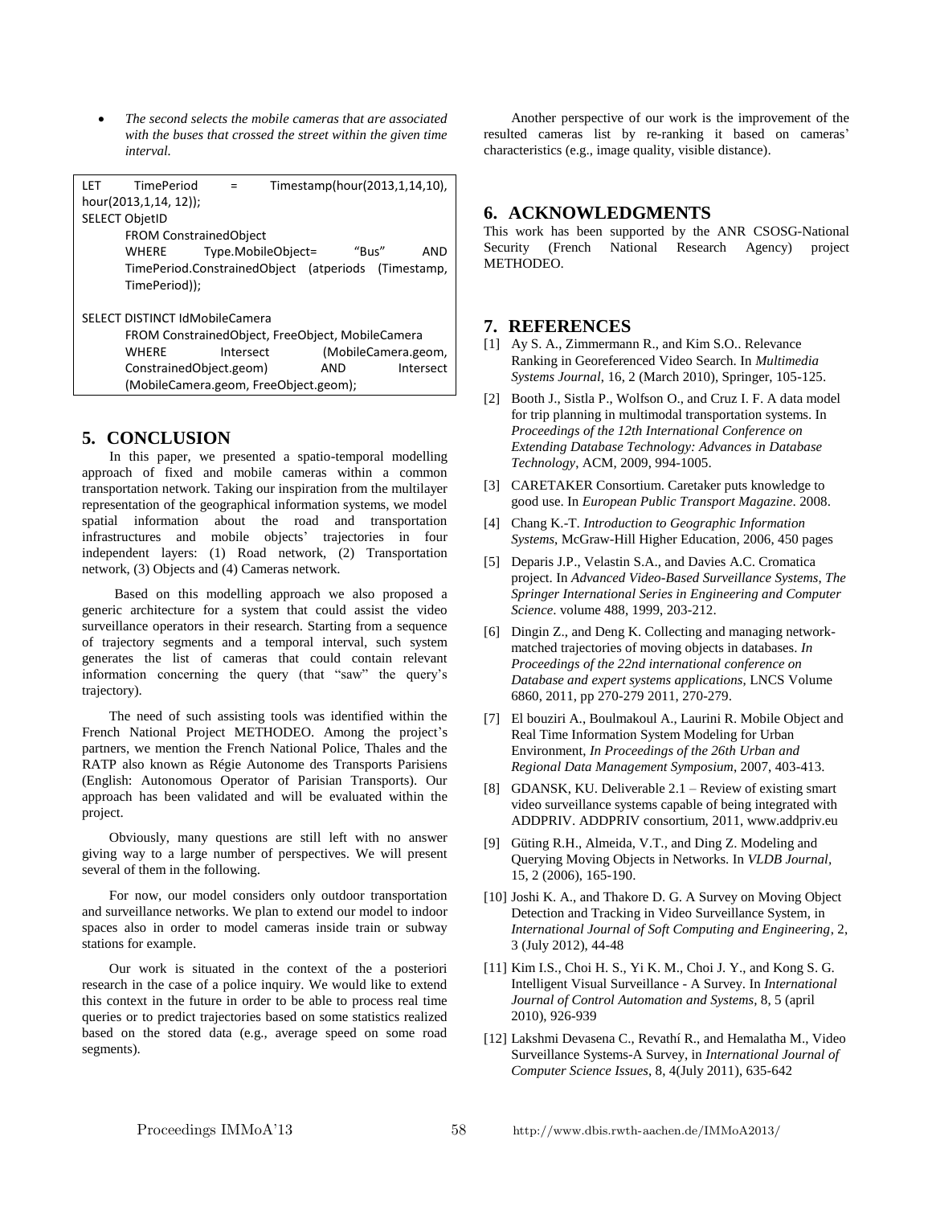- *The second selects the mobile cameras that are associated with the buses that crossed the street within the given time interval.*

```
LET TimePeriod = Timestamp(hour(2013,1,14,10), hour(2013,1,14, 12));
SELECT ObjetID
    FROM ConstrainedObject
    WHERE Type.MobileObject= "Bus" AND TimePeriod.ConstrainedObject (atperiods (Timestamp, TimePeriod));

SELECT DISTINCT IdMobileCamera
    FROM ConstrainedObject, FreeObject, MobileCamera
    WHERE Intersect (MobileCamera.geom, ConstrainedObject.geom) AND Intersect (MobileCamera.geom, FreeObject.geom);
```

## 5. CONCLUSION

In this paper, we presented a spatio-temporal modelling approach of fixed and mobile cameras within a common transportation network. Taking our inspiration from the multilayer representation of the geographical information systems, we model spatial information about the road and transportation infrastructures and mobile objects' trajectories in four independent layers: (1) Road network, (2) Transportation network, (3) Objects and (4) Cameras network.

Based on this modelling approach we also proposed a generic architecture for a system that could assist the video surveillance operators in their research. Starting from a sequence of trajectory segments and a temporal interval, such system generates the list of cameras that could contain relevant information concerning the query (that "saw" the query's trajectory).

The need of such assisting tools was identified within the French National Project METHODEO. Among the project's partners, we mention the French National Police, Thales and the RATP also known as Régie Autonome des Transports Parisiens (English: Autonomous Operator of Parisian Transports). Our approach has been validated and will be evaluated within the project.

Obviously, many questions are still left with no answer giving way to a large number of perspectives. We will present several of them in the following.

For now, our model considers only outdoor transportation and surveillance networks. We plan to extend our model to indoor spaces also in order to model cameras inside train or subway stations for example.

Our work is situated in the context of the a posteriori research in the case of a police inquiry. We would like to extend this context in the future in order to be able to process real time queries or to predict trajectories based on some statistics realized based on the stored data (e.g., average speed on some road segments).

Another perspective of our work is the improvement of the resulted cameras list by re-ranking it based on cameras' characteristics (e.g., image quality, visible distance).

## 6. ACKNOWLEDGMENTS

This work has been supported by the ANR CSOSG-National Security (French National Research Agency) project METHODEO.

## 7. REFERENCES

[1] Ay S. A., Zimmermann R., and Kim S.O.. Relevance Ranking in Georeferenced Video Search. In *Multimedia Systems Journal*, 16, 2 (March 2010), Springer, 105-125.

[2] Booth J., Sistla P., Wolfson O., and Cruz I. F. A data model for trip planning in multimodal transportation systems. In *Proceedings of the 12th International Conference on Extending Database Technology: Advances in Database Technology*, ACM, 2009, 994-1005.

[3] CARETAKER Consortium. Caretaker puts knowledge to good use. In *European Public Transport Magazine*. 2008.

[4] Chang K.-T. *Introduction to Geographic Information Systems*, McGraw-Hill Higher Education, 2006, 450 pages

[5] Deparis J.P., Velastin S.A., and Davies A.C. Cromatica project. In *Advanced Video-Based Surveillance Systems, The Springer International Series in Engineering and Computer Science*. volume 488, 1999, 203-212.

[6] Dingin Z., and Deng K. Collecting and managing network-matched trajectories of moving objects in databases. *In Proceedings of the 22nd international conference on Database and expert systems applications*, LNCS Volume 6860, 2011, pp 270-279 2011, 270-279.

[7] El bouziri A., Boulmakoul A., Laurini R. Mobile Object and Real Time Information System Modeling for Urban Environment, *In Proceedings of the 26th Urban and Regional Data Management Symposium*, 2007, 403-413.

[8] GDANSK, KU. Deliverable 2.1 – Review of existing smart video surveillance systems capable of being integrated with ADDPRIV. ADDPRIV consortium, 2011, www.addpriv.eu

[9] Güting R.H., Almeida, V.T., and Ding Z. Modeling and Querying Moving Objects in Networks. In *VLDB Journal*, 15, 2 (2006), 165-190.

[10] Joshi K. A., and Thakore D. G. A Survey on Moving Object Detection and Tracking in Video Surveillance System, in *International Journal of Soft Computing and Engineering*, 2, 3 (July 2012), 44-48

[11] Kim I.S., Choi H. S., Yi K. M., Choi J. Y., and Kong S. G. Intelligent Visual Surveillance - A Survey. In *International Journal of Control Automation and Systems*, 8, 5 (april 2010), 926-939

[12] Lakshmi Devasena C., Revathí R., and Hemalatha M., Video Surveillance Systems-A Survey, in *International Journal of Computer Science Issues*, 8, 4(July 2011), 635-642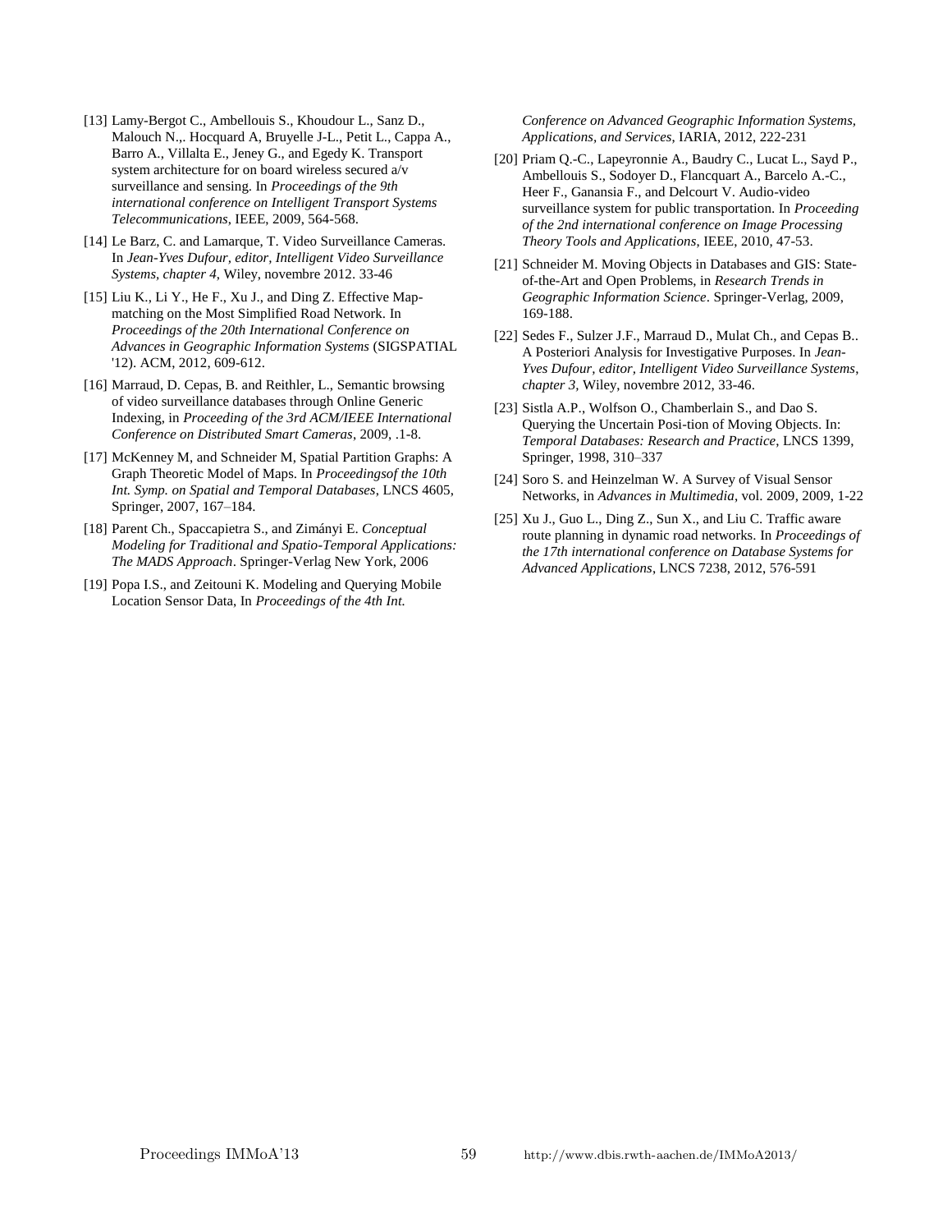[13] Lamy-Bergot C., Ambellouis S., Khoudour L., Sanz D., Malouch N.,. Hocquard A, Bruyelle J-L., Petit L., Cappa A., Barro A., Villalta E., Jeney G., and Egedy K. Transport system architecture for on board wireless secured a/v surveillance and sensing. In *Proceedings of the 9th international conference on Intelligent Transport Systems Telecommunications*, IEEE, 2009, 564-568.

[14] Le Barz, C. and Lamarque, T. Video Surveillance Cameras. In *Jean-Yves Dufour, editor, Intelligent Video Surveillance Systems, chapter 4*, Wiley, novembre 2012. 33-46

[15] Liu K., Li Y., He F., Xu J., and Ding Z. Effective Map-matching on the Most Simplified Road Network. In *Proceedings of the 20th International Conference on Advances in Geographic Information Systems* (SIGSPATIAL '12). ACM, 2012, 609-612.

[16] Marraud, D. Cepas, B. and Reithler, L., Semantic browsing of video surveillance databases through Online Generic Indexing, in *Proceeding of the 3rd ACM/IEEE International Conference on Distributed Smart Cameras*, 2009, .1-8.

[17] McKenney M, and Schneider M, Spatial Partition Graphs: A Graph Theoretic Model of Maps. In *Proceedingsof the 10th Int. Symp. on Spatial and Temporal Databases*, LNCS 4605, Springer, 2007, 167–184.

[18] Parent Ch., Spaccapietra S., and Zimányi E. *Conceptual Modeling for Traditional and Spatio-Temporal Applications: The MADS Approach*. Springer-Verlag New York, 2006

[19] Popa I.S., and Zeitouni K. Modeling and Querying Mobile Location Sensor Data, In *Proceedings of the 4th Int. Conference on Advanced Geographic Information Systems, Applications, and Services*, IARIA, 2012, 222-231

[20] Priam Q.-C., Lapeyronnie A., Baudry C., Lucat L., Sayd P., Ambellouis S., Sodoyer D., Flancquart A., Barcelo A.-C., Heer F., Ganansia F., and Delcourt V. Audio-video surveillance system for public transportation. In *Proceeding of the 2nd international conference on Image Processing Theory Tools and Applications*, IEEE, 2010, 47-53.

[21] Schneider M. Moving Objects in Databases and GIS: State-of-the-Art and Open Problems, in *Research Trends in Geographic Information Science*. Springer-Verlag, 2009, 169-188.

[22] Sedes F., Sulzer J.F., Marraud D., Mulat Ch., and Cepas B.. A Posteriori Analysis for Investigative Purposes. In *Jean-Yves Dufour, editor, Intelligent Video Surveillance Systems, chapter 3*, Wiley, novembre 2012, 33-46.

[23] Sistla A.P., Wolfson O., Chamberlain S., and Dao S. Querying the Uncertain Posi-tion of Moving Objects. In: *Temporal Databases: Research and Practice*, LNCS 1399, Springer, 1998, 310–337

[24] Soro S. and Heinzelman W. A Survey of Visual Sensor Networks, in *Advances in Multimedia*, vol. 2009, 2009, 1-22

[25] Xu J., Guo L., Ding Z., Sun X., and Liu C. Traffic aware route planning in dynamic road networks. In *Proceedings of the 17th international conference on Database Systems for Advanced Applications*, LNCS 7238, 2012, 576-591